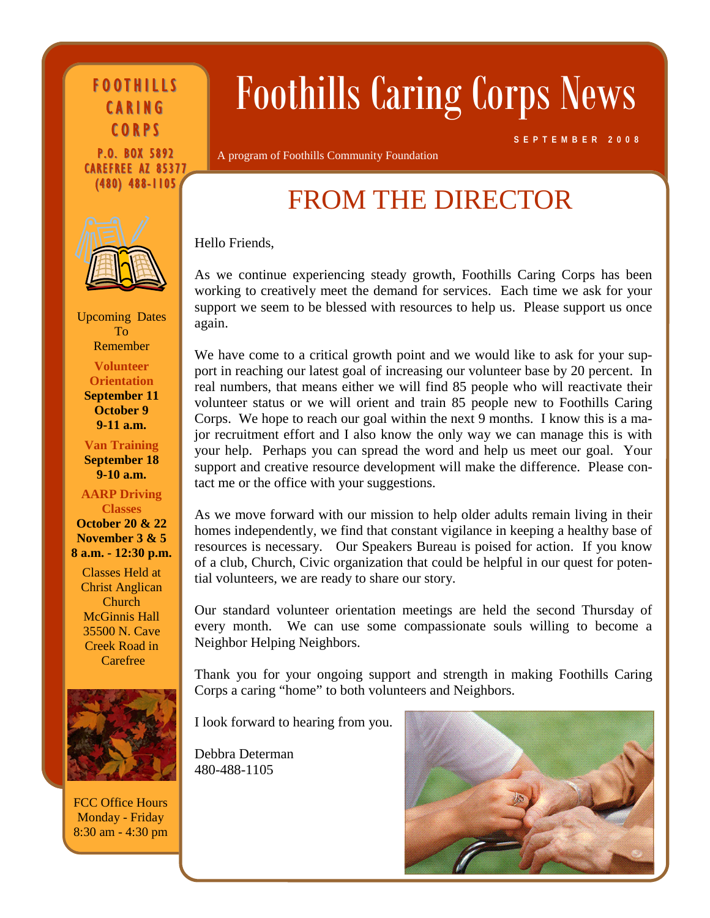# Foothills Caring Corps News

SEPTEMBER 2008

A program of Foothills Community Foundation

**FOOTHILLS CARING CORPS**
**P.O. BOX 5892**
**CAREFREE AZ 85377**
**(480) 488-1105**

Upcoming Dates To Remember

**Volunteer Orientation**
**September 11**
**October 9**
**9-11 a.m.**

**Van Training**
**September 18**
**9-10 a.m.**

**AARP Driving Classes**
**October 20 & 22**
**November 3 & 5**
**8 a.m. - 12:30 p.m.**

Classes Held at Christ Anglican Church McGinnis Hall 35500 N. Cave Creek Road in Carefree

FCC Office Hours
Monday - Friday
8:30 am - 4:30 pm

## FROM THE DIRECTOR

Hello Friends,

As we continue experiencing steady growth, Foothills Caring Corps has been working to creatively meet the demand for services. Each time we ask for your support we seem to be blessed with resources to help us. Please support us once again.

We have come to a critical growth point and we would like to ask for your support in reaching our latest goal of increasing our volunteer base by 20 percent. In real numbers, that means either we will find 85 people who will reactivate their volunteer status or we will orient and train 85 people new to Foothills Caring Corps. We hope to reach our goal within the next 9 months. I know this is a major recruitment effort and I also know the only way we can manage this is with your help. Perhaps you can spread the word and help us meet our goal. Your support and creative resource development will make the difference. Please contact me or the office with your suggestions.

As we move forward with our mission to help older adults remain living in their homes independently, we find that constant vigilance in keeping a healthy base of resources is necessary. Our Speakers Bureau is poised for action. If you know of a club, Church, Civic organization that could be helpful in our quest for potential volunteers, we are ready to share our story.

Our standard volunteer orientation meetings are held the second Thursday of every month. We can use some compassionate souls willing to become a Neighbor Helping Neighbors.

Thank you for your ongoing support and strength in making Foothills Caring Corps a caring "home" to both volunteers and Neighbors.

I look forward to hearing from you.

Debbra Determan
480-488-1105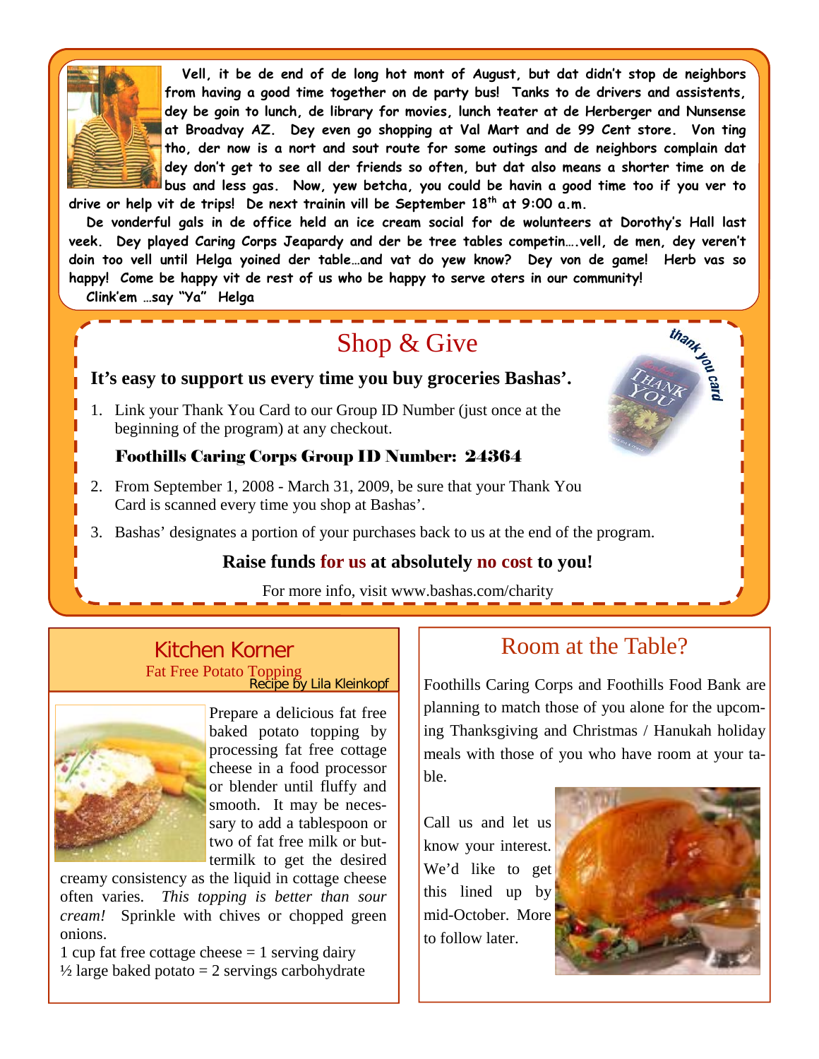Vell, it be de end of de long hot mont of August, but dat didn't stop de neighbors from having a good time together on de party bus! Tanks to de drivers and assistents, dey be goin to lunch, de library for movies, lunch teater at de Herberger and Nunsense at Broadvay AZ. Dey even go shopping at Val Mart and de 99 Cent store. Von ting tho, der now is a nort and sout route for some outings and de neighbors complain dat dey don't get to see all der friends so often, but dat also means a shorter time on de bus and less gas. Now, yew betcha, you could be havin a good time too if you ver to drive or help vit de trips! De next trainin vill be September 18th at 9:00 a.m.

De vonderful gals in de office held an ice cream social for de wolunteers at Dorothy's Hall last veek. Dey played Caring Corps Jeapardy and der be tree tables competin….vell, de men, dey veren't doin too vell until Helga yoined der table…and vat do yew know? Dey von de game! Herb vas so happy! Come be happy vit de rest of us who be happy to serve oters in our community!

Clink'em …say "Ya" Helga

## Shop & Give

**It's easy to support us every time you buy groceries Bashas'.**

1. Link your Thank You Card to our Group ID Number (just once at the beginning of the program) at any checkout.

   **Foothills Caring Corps Group ID Number: 24364**

2. From September 1, 2008 - March 31, 2009, be sure that your Thank You Card is scanned every time you shop at Bashas'.
3. Bashas' designates a portion of your purchases back to us at the end of the program.

**Raise funds for us at absolutely no cost to you!**

For more info, visit www.bashas.com/charity

## Kitchen Korner

### Fat Free Potato Topping

Recipe by Lila Kleinkopf

Prepare a delicious fat free baked potato topping by processing fat free cottage cheese in a food processor or blender until fluffy and smooth. It may be necessary to add a tablespoon or two of fat free milk or buttermilk to get the desired creamy consistency as the liquid in cottage cheese often varies. *This topping is better than sour cream!* Sprinkle with chives or chopped green onions.

1 cup fat free cottage cheese = 1 serving dairy
½ large baked potato = 2 servings carbohydrate

## Room at the Table?

Foothills Caring Corps and Foothills Food Bank are planning to match those of you alone for the upcoming Thanksgiving and Christmas / Hanukah holiday meals with those of you who have room at your table.

Call us and let us know your interest. We'd like to get this lined up by mid-October. More to follow later.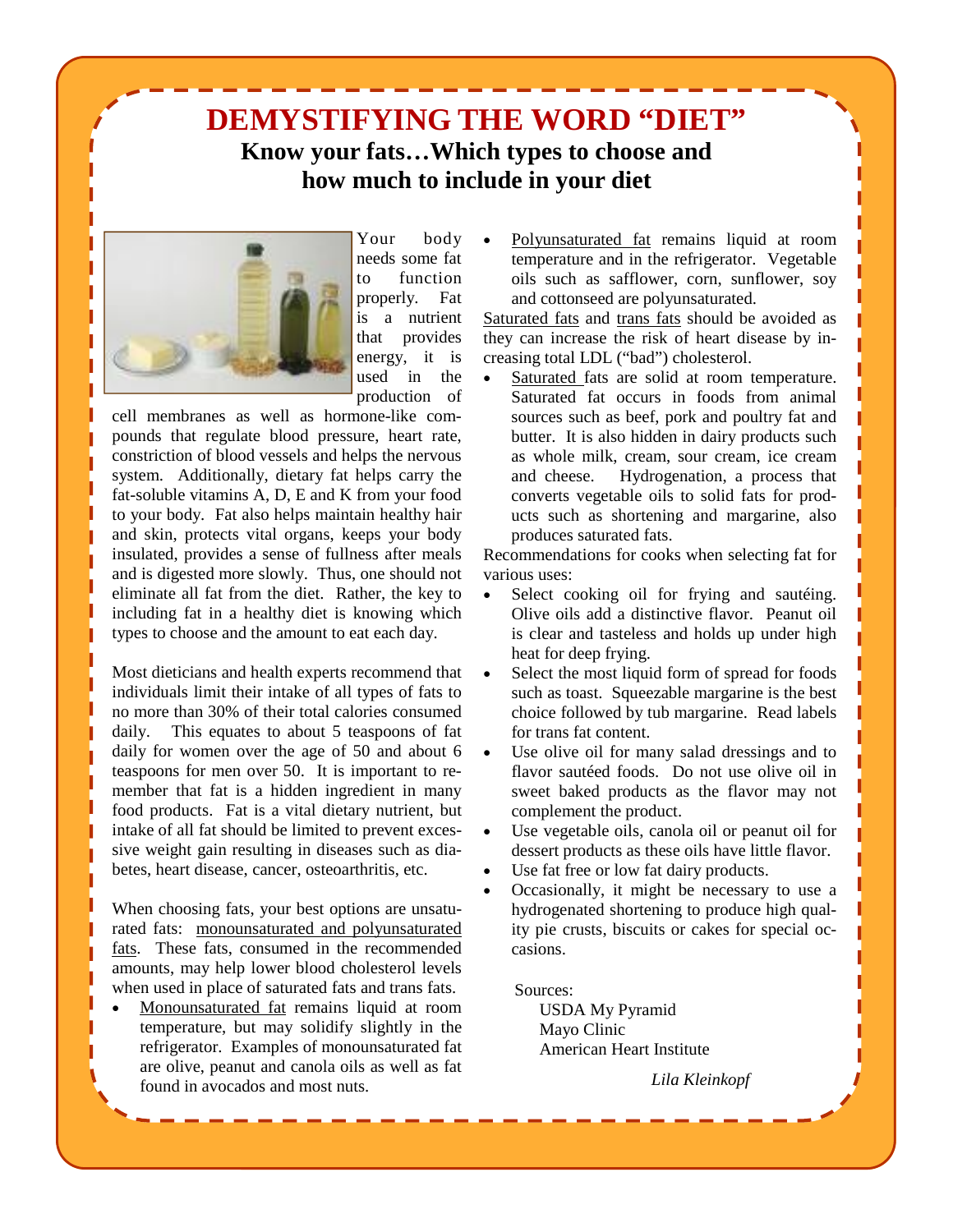# DEMYSTIFYING THE WORD "DIET"

## Know your fats…Which types to choose and how much to include in your diet

Your body needs some fat to function properly. Fat is a nutrient that provides energy, it is used in the production of cell membranes as well as hormone-like compounds that regulate blood pressure, heart rate, constriction of blood vessels and helps the nervous system. Additionally, dietary fat helps carry the fat-soluble vitamins A, D, E and K from your food to your body. Fat also helps maintain healthy hair and skin, protects vital organs, keeps your body insulated, provides a sense of fullness after meals and is digested more slowly. Thus, one should not eliminate all fat from the diet. Rather, the key to including fat in a healthy diet is knowing which types to choose and the amount to eat each day.

Most dieticians and health experts recommend that individuals limit their intake of all types of fats to no more than 30% of their total calories consumed daily. This equates to about 5 teaspoons of fat daily for women over the age of 50 and about 6 teaspoons for men over 50. It is important to remember that fat is a hidden ingredient in many food products. Fat is a vital dietary nutrient, but intake of all fat should be limited to prevent excessive weight gain resulting in diseases such as diabetes, heart disease, cancer, osteoarthritis, etc.

When choosing fats, your best options are unsaturated fats: monounsaturated and polyunsaturated fats. These fats, consumed in the recommended amounts, may help lower blood cholesterol levels when used in place of saturated fats and trans fats.

- Monounsaturated fat remains liquid at room temperature, but may solidify slightly in the refrigerator. Examples of monounsaturated fat are olive, peanut and canola oils as well as fat found in avocados and most nuts.
- Polyunsaturated fat remains liquid at room temperature and in the refrigerator. Vegetable oils such as safflower, corn, sunflower, soy and cottonseed are polyunsaturated.

Saturated fats and trans fats should be avoided as they can increase the risk of heart disease by increasing total LDL ("bad") cholesterol.

- Saturated fats are solid at room temperature. Saturated fat occurs in foods from animal sources such as beef, pork and poultry fat and butter. It is also hidden in dairy products such as whole milk, cream, sour cream, ice cream and cheese. Hydrogenation, a process that converts vegetable oils to solid fats for products such as shortening and margarine, also produces saturated fats.

Recommendations for cooks when selecting fat for various uses:

- Select cooking oil for frying and sautéing. Olive oils add a distinctive flavor. Peanut oil is clear and tasteless and holds up under high heat for deep frying.
- Select the most liquid form of spread for foods such as toast. Squeezable margarine is the best choice followed by tub margarine. Read labels for trans fat content.
- Use olive oil for many salad dressings and to flavor sautéed foods. Do not use olive oil in sweet baked products as the flavor may not complement the product.
- Use vegetable oils, canola oil or peanut oil for dessert products as these oils have little flavor.
- Use fat free or low fat dairy products.
- Occasionally, it might be necessary to use a hydrogenated shortening to produce high quality pie crusts, biscuits or cakes for special occasions.

Sources:
USDA My Pyramid
Mayo Clinic
American Heart Institute

*Lila Kleinkopf*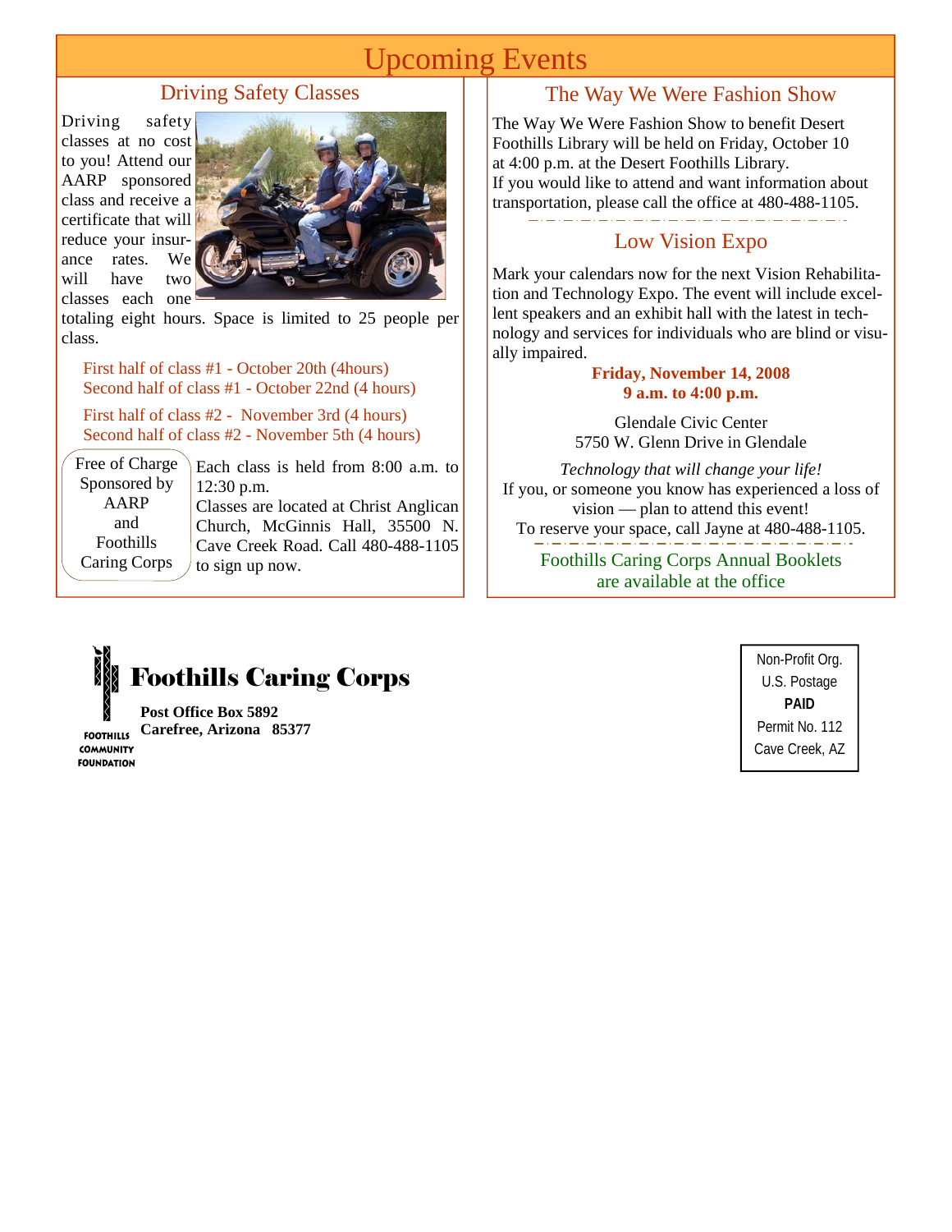# Upcoming Events

## Driving Safety Classes

Driving safety classes at no cost to you! Attend our AARP sponsored class and receive a certificate that will reduce your insurance rates. We will have two classes each one totaling eight hours. Space is limited to 25 people per class.

First half of class #1 - October 20th (4hours)
Second half of class #1 - October 22nd (4 hours)

First half of class #2 - November 3rd (4 hours)
Second half of class #2 - November 5th (4 hours)

Free of Charge
Sponsored by
AARP
and
Foothills
Caring Corps

Each class is held from 8:00 a.m. to 12:30 p.m.
Classes are located at Christ Anglican Church, McGinnis Hall, 35500 N. Cave Creek Road. Call 480-488-1105 to sign up now.

## The Way We Were Fashion Show

The Way We Were Fashion Show to benefit Desert Foothills Library will be held on Friday, October 10 at 4:00 p.m. at the Desert Foothills Library.
If you would like to attend and want information about transportation, please call the office at 480-488-1105.

## Low Vision Expo

Mark your calendars now for the next Vision Rehabilitation and Technology Expo. The event will include excellent speakers and an exhibit hall with the latest in technology and services for individuals who are blind or visually impaired.

**Friday, November 14, 2008**
**9 a.m. to 4:00 p.m.**

Glendale Civic Center
5750 W. Glenn Drive in Glendale

*Technology that will change your life!*
If you, or someone you know has experienced a loss of vision — plan to attend this event!
To reserve your space, call Jayne at 480-488-1105.

Foothills Caring Corps Annual Booklets are available at the office

---

**Foothills Caring Corps**

FOOTHILLS COMMUNITY FOUNDATION

**Post Office Box 5892**
**Carefree, Arizona 85377**

Non-Profit Org.
U.S. Postage
**PAID**
Permit No. 112
Cave Creek, AZ